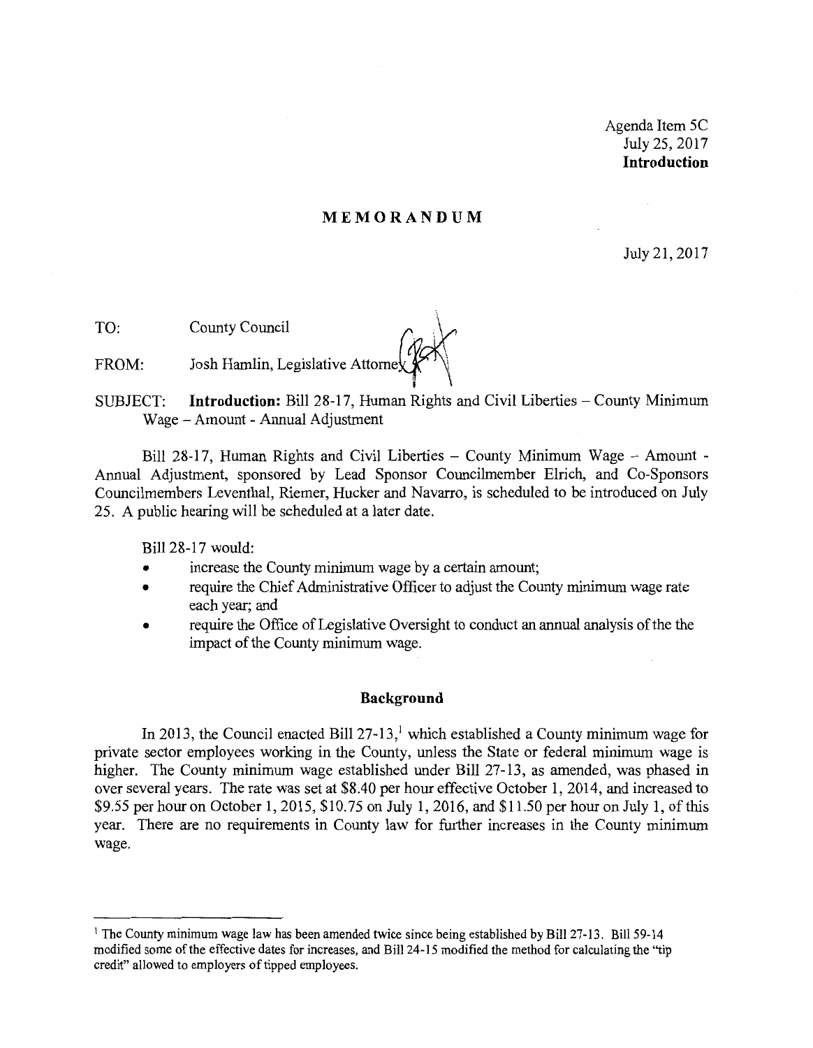Agenda Item 5C
July 25, 2017
**Introduction**

# MEMORANDUM

July 21, 2017

TO: County Council

FROM: Josh Hamlin, Legislative Attorney

SUBJECT: **Introduction:** Bill 28-17, Human Rights and Civil Liberties – County Minimum Wage – Amount - Annual Adjustment

Bill 28-17, Human Rights and Civil Liberties – County Minimum Wage – Amount - Annual Adjustment, sponsored by Lead Sponsor Councilmember Elrich, and Co-Sponsors Councilmembers Leventhal, Riemer, Hucker and Navarro, is scheduled to be introduced on July 25. A public hearing will be scheduled at a later date.

Bill 28-17 would:

- increase the County minimum wage by a certain amount;
- require the Chief Administrative Officer to adjust the County minimum wage rate each year; and
- require the Office of Legislative Oversight to conduct an annual analysis of the the impact of the County minimum wage.

## Background

In 2013, the Council enacted Bill 27-13,[1] which established a County minimum wage for private sector employees working in the County, unless the State or federal minimum wage is higher. The County minimum wage established under Bill 27-13, as amended, was phased in over several years. The rate was set at $8.40 per hour effective October 1, 2014, and increased to $9.55 per hour on October 1, 2015, $10.75 on July 1, 2016, and $11.50 per hour on July 1, of this year. There are no requirements in County law for further increases in the County minimum wage.

---

[1] The County minimum wage law has been amended twice since being established by Bill 27-13. Bill 59-14 modified some of the effective dates for increases, and Bill 24-15 modified the method for calculating the "tip credit" allowed to employers of tipped employees.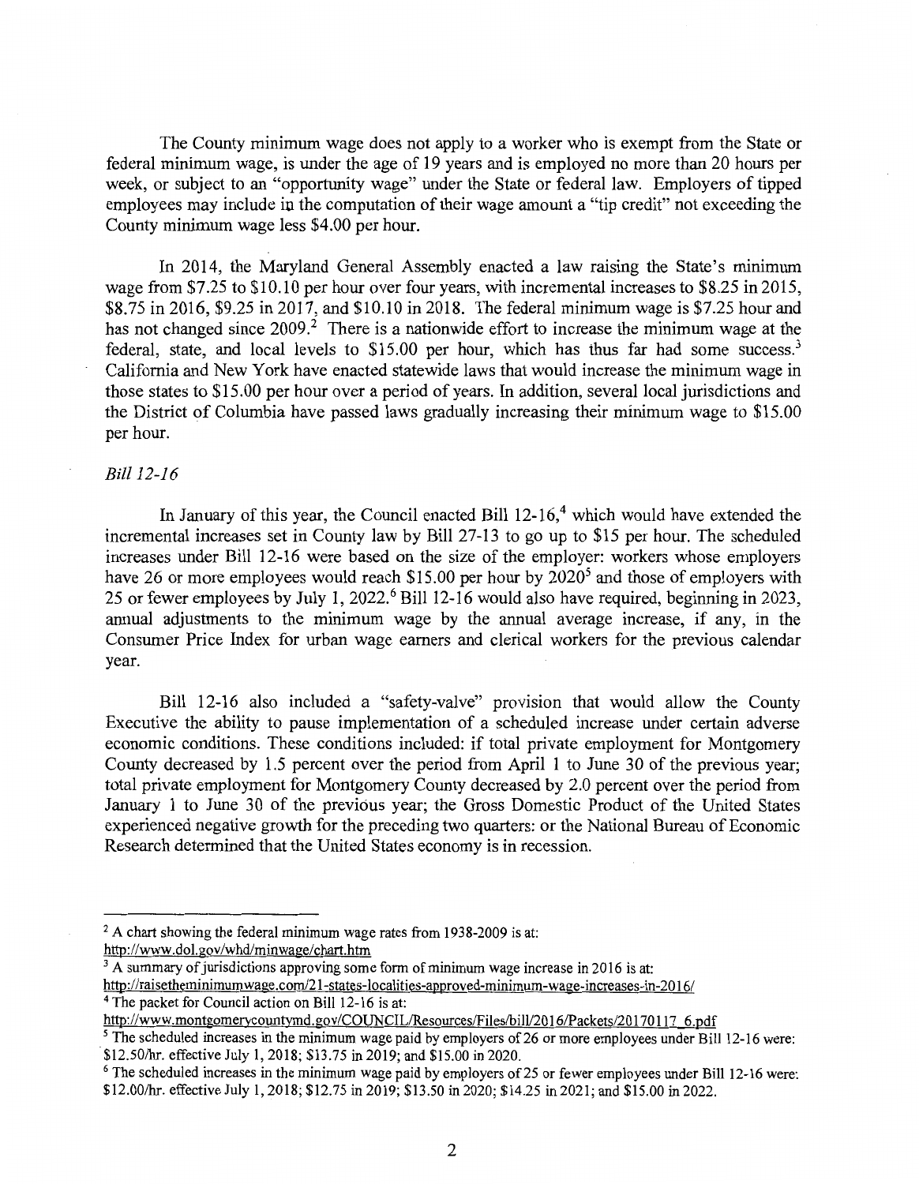The County minimum wage does not apply to a worker who is exempt from the State or federal minimum wage, is under the age of 19 years and is employed no more than 20 hours per week, or subject to an "opportunity wage" under the State or federal law. Employers of tipped employees may include in the computation of their wage amount a "tip credit" not exceeding the County minimum wage less $4.00 per hour.

In 2014, the Maryland General Assembly enacted a law raising the State's minimum wage from $7.25 to $10.10 per hour over four years, with incremental increases to $8.25 in 2015, $8.75 in 2016, $9.25 in 2017, and $10.10 in 2018. The federal minimum wage is $7.25 hour and has not changed since 2009.[2] There is a nationwide effort to increase the minimum wage at the federal, state, and local levels to $15.00 per hour, which has thus far had some success.[3] California and New York have enacted statewide laws that would increase the minimum wage in those states to $15.00 per hour over a period of years. In addition, several local jurisdictions and the District of Columbia have passed laws gradually increasing their minimum wage to $15.00 per hour.

*Bill 12-16*

In January of this year, the Council enacted Bill 12-16,[4] which would have extended the incremental increases set in County law by Bill 27-13 to go up to $15 per hour. The scheduled increases under Bill 12-16 were based on the size of the employer: workers whose employers have 26 or more employees would reach $15.00 per hour by 2020[5] and those of employers with 25 or fewer employees by July 1, 2022.[6] Bill 12-16 would also have required, beginning in 2023, annual adjustments to the minimum wage by the annual average increase, if any, in the Consumer Price Index for urban wage earners and clerical workers for the previous calendar year.

Bill 12-16 also included a "safety-valve" provision that would allow the County Executive the ability to pause implementation of a scheduled increase under certain adverse economic conditions. These conditions included: if total private employment for Montgomery County decreased by 1.5 percent over the period from April 1 to June 30 of the previous year; total private employment for Montgomery County decreased by 2.0 percent over the period from January 1 to June 30 of the previous year; the Gross Domestic Product of the United States experienced negative growth for the preceding two quarters: or the National Bureau of Economic Research determined that the United States economy is in recession.

---

[2] A chart showing the federal minimum wage rates from 1938-2009 is at: http://www.dol.gov/whd/minwage/chart.htm

[3] A summary of jurisdictions approving some form of minimum wage increase in 2016 is at: http://raisetheminimumwage.com/21-states-localities-approved-minimum-wage-increases-in-2016/

[4] The packet for Council action on Bill 12-16 is at: http://www.montgomerycountymd.gov/COUNCIL/Resources/Files/bill/2016/Packets/20170117_6.pdf

[5] The scheduled increases in the minimum wage paid by employers of 26 or more employees under Bill 12-16 were: $12.50/hr. effective July 1, 2018; $13.75 in 2019; and $15.00 in 2020.

[6] The scheduled increases in the minimum wage paid by employers of 25 or fewer employees under Bill 12-16 were: $12.00/hr. effective July 1, 2018; $12.75 in 2019; $13.50 in 2020; $14.25 in 2021; and $15.00 in 2022.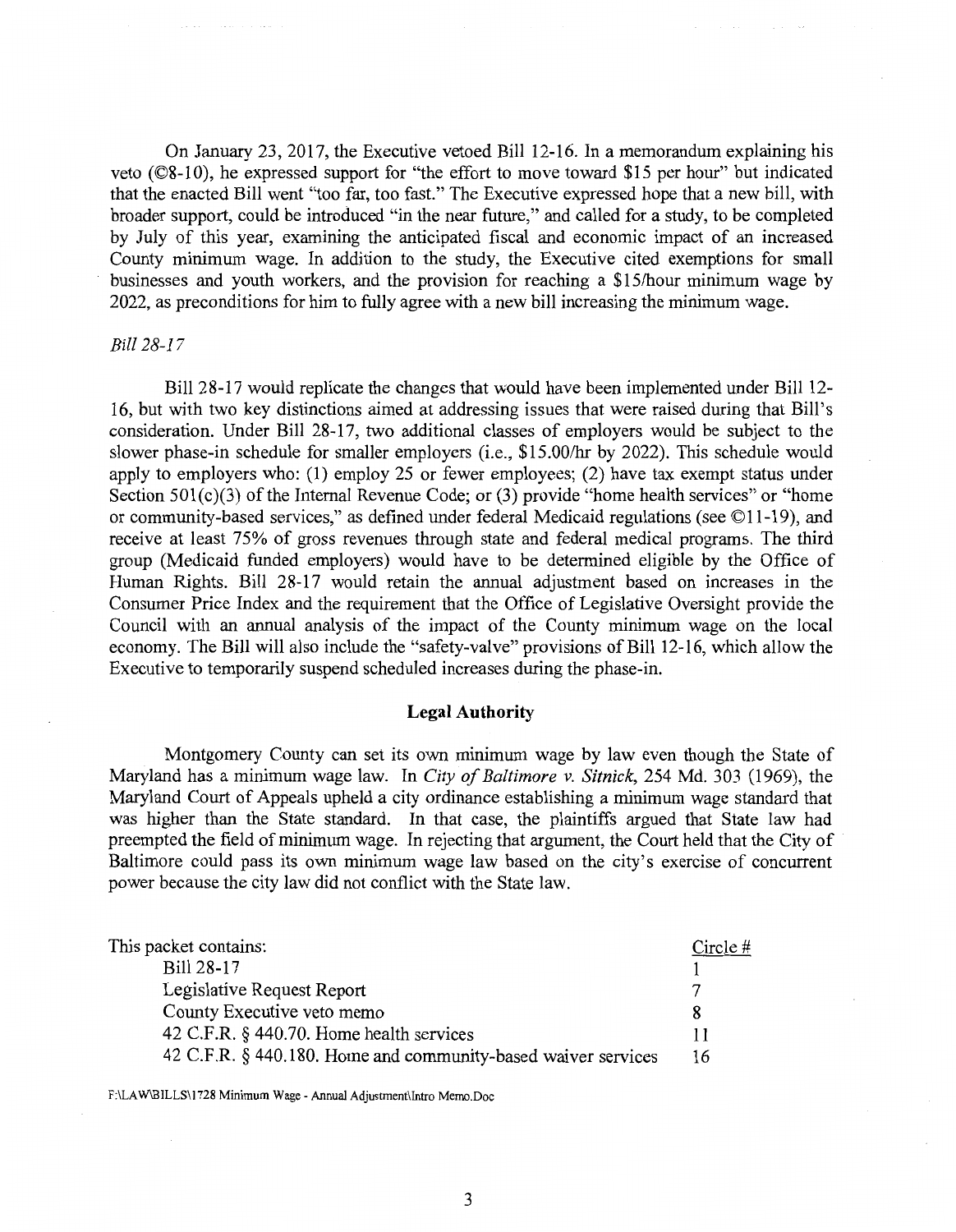On January 23, 2017, the Executive vetoed Bill 12-16. In a memorandum explaining his veto (©8-10), he expressed support for "the effort to move toward $15 per hour" but indicated that the enacted Bill went "too far, too fast." The Executive expressed hope that a new bill, with broader support, could be introduced "in the near future," and called for a study, to be completed by July of this year, examining the anticipated fiscal and economic impact of an increased County minimum wage. In addition to the study, the Executive cited exemptions for small businesses and youth workers, and the provision for reaching a $15/hour minimum wage by 2022, as preconditions for him to fully agree with a new bill increasing the minimum wage.

*Bill 28-17*

Bill 28-17 would replicate the changes that would have been implemented under Bill 12-16, but with two key distinctions aimed at addressing issues that were raised during that Bill's consideration. Under Bill 28-17, two additional classes of employers would be subject to the slower phase-in schedule for smaller employers (i.e., $15.00/hr by 2022). This schedule would apply to employers who: (1) employ 25 or fewer employees; (2) have tax exempt status under Section 501(c)(3) of the Internal Revenue Code; or (3) provide "home health services" or "home or community-based services," as defined under federal Medicaid regulations (see ©11-19), and receive at least 75% of gross revenues through state and federal medical programs. The third group (Medicaid funded employers) would have to be determined eligible by the Office of Human Rights. Bill 28-17 would retain the annual adjustment based on increases in the Consumer Price Index and the requirement that the Office of Legislative Oversight provide the Council with an annual analysis of the impact of the County minimum wage on the local economy. The Bill will also include the "safety-valve" provisions of Bill 12-16, which allow the Executive to temporarily suspend scheduled increases during the phase-in.

## Legal Authority

Montgomery County can set its own minimum wage by law even though the State of Maryland has a minimum wage law. In *City of Baltimore v. Sitnick*, 254 Md. 303 (1969), the Maryland Court of Appeals upheld a city ordinance establishing a minimum wage standard that was higher than the State standard. In that case, the plaintiffs argued that State law had preempted the field of minimum wage. In rejecting that argument, the Court held that the City of Baltimore could pass its own minimum wage law based on the city's exercise of concurrent power because the city law did not conflict with the State law.

| This packet contains: | Circle # |
| --- | --- |
| Bill 28-17 | 1 |
| Legislative Request Report | 7 |
| County Executive veto memo | 8 |
| 42 C.F.R. § 440.70. Home health services | 11 |
| 42 C.F.R. § 440.180. Home and community-based waiver services | 16 |

F:\LAW\BILLS\1728 Minimum Wage - Annual Adjustment\Intro Memo.Doc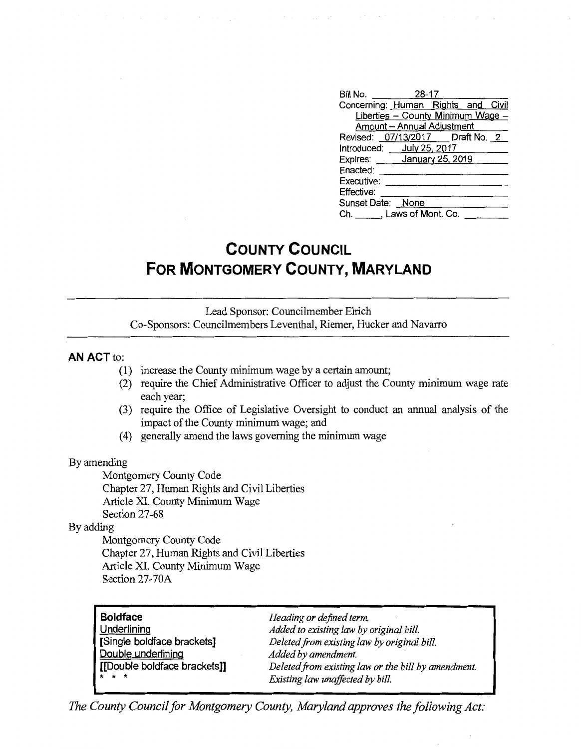| | |
|---|---|
| Bill No. | 28-17 |
| Concerning: | Human Rights and Civil Liberties – County Minimum Wage – Amount – Annual Adjustment |
| Revised: | 07/13/2017 Draft No. 2 |
| Introduced: | July 25, 2017 |
| Expires: | January 25, 2019 |
| Enacted: | |
| Executive: | |
| Effective: | |
| Sunset Date: | None |
| Ch. ____, Laws of Mont. Co. | |

# COUNTY COUNCIL
# FOR MONTGOMERY COUNTY, MARYLAND

Lead Sponsor: Councilmember Elrich
Co-Sponsors: Councilmembers Leventhal, Riemer, Hucker and Navarro

**AN ACT** to:

(1) increase the County minimum wage by a certain amount;
(2) require the Chief Administrative Officer to adjust the County minimum wage rate each year;
(3) require the Office of Legislative Oversight to conduct an annual analysis of the impact of the County minimum wage; and
(4) generally amend the laws governing the minimum wage

By amending
Montgomery County Code
Chapter 27, Human Rights and Civil Liberties
Article XI. County Minimum Wage
Section 27-68

By adding
Montgomery County Code
Chapter 27, Human Rights and Civil Liberties
Article XI. County Minimum Wage
Section 27-70A

| | |
|---|---|
| **Boldface** | *Heading or defined term.* |
| Underlining | *Added to existing law by original bill.* |
| **[Single boldface brackets]** | *Deleted from existing law by original bill.* |
| Double underlining | *Added by amendment.* |
| **[[Double boldface brackets]]** | *Deleted from existing law or the bill by amendment.* |
| * * * | *Existing law unaffected by bill.* |

*The County Council for Montgomery County, Maryland approves the following Act:*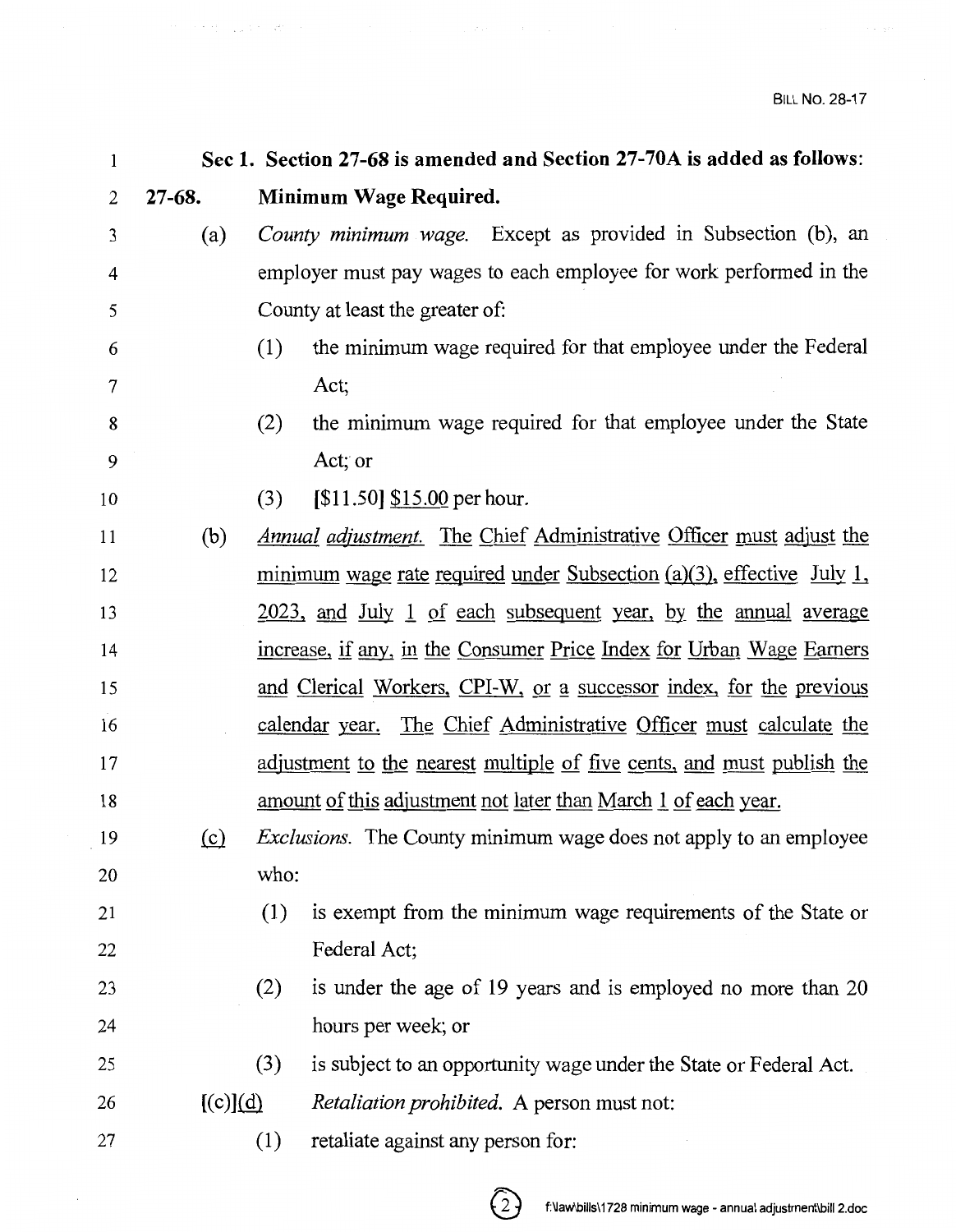**Sec 1. Section 27-68 is amended and Section 27-70A is added as follows:**

**27-68. Minimum Wage Required.**

(a) *County minimum wage.* Except as provided in Subsection (b), an employer must pay wages to each employee for work performed in the County at least the greater of:

(1) the minimum wage required for that employee under the Federal Act;

(2) the minimum wage required for that employee under the State Act; or

(3) [$11.50] $15.00 per hour.

(b) *Annual adjustment.* The Chief Administrative Officer must adjust the minimum wage rate required under Subsection (a)(3), effective July 1, 2023, and July 1 of each subsequent year, by the annual average increase, if any, in the Consumer Price Index for Urban Wage Earners and Clerical Workers, CPI-W, or a successor index, for the previous calendar year. The Chief Administrative Officer must calculate the adjustment to the nearest multiple of five cents, and must publish the amount of this adjustment not later than March 1 of each year.

(c) *Exclusions.* The County minimum wage does not apply to an employee who:

(1) is exempt from the minimum wage requirements of the State or Federal Act;

(2) is under the age of 19 years and is employed no more than 20 hours per week; or

(3) is subject to an opportunity wage under the State or Federal Act.

[(c)](d) *Retaliation prohibited.* A person must not:

(1) retaliate against any person for: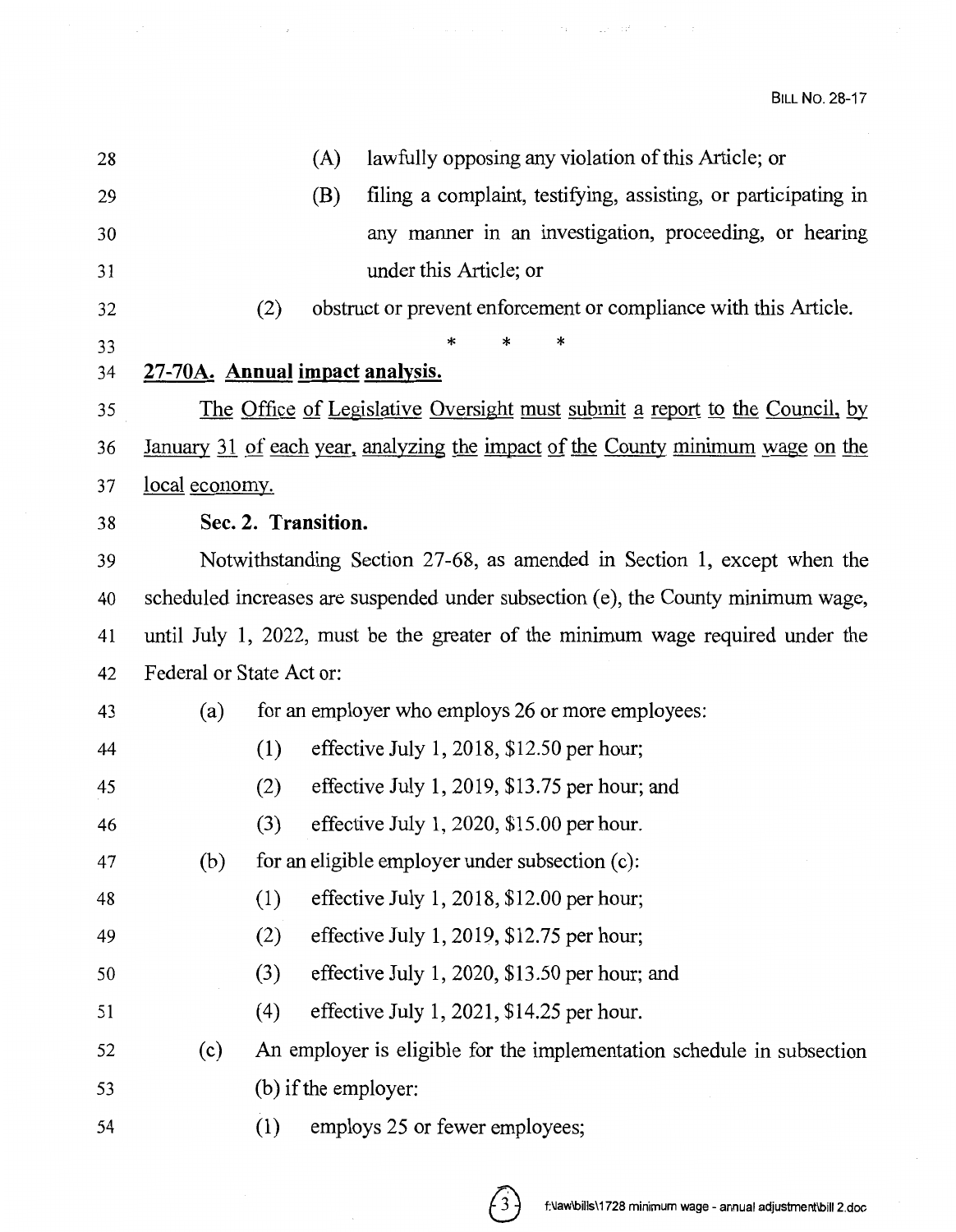(A) lawfully opposing any violation of this Article; or

(B) filing a complaint, testifying, assisting, or participating in any manner in an investigation, proceeding, or hearing under this Article; or

(2) obstruct or prevent enforcement or compliance with this Article.

\* \* \*

**27-70A. Annual impact analysis.**

The Office of Legislative Oversight must submit a report to the Council, by January 31 of each year, analyzing the impact of the County minimum wage on the local economy.

**Sec. 2. Transition.**

Notwithstanding Section 27-68, as amended in Section 1, except when the scheduled increases are suspended under subsection (e), the County minimum wage, until July 1, 2022, must be the greater of the minimum wage required under the Federal or State Act or:

(a) for an employer who employs 26 or more employees:

(1) effective July 1, 2018, $12.50 per hour;

(2) effective July 1, 2019, $13.75 per hour; and

(3) effective July 1, 2020, $15.00 per hour.

(b) for an eligible employer under subsection (c):

(1) effective July 1, 2018, $12.00 per hour;

(2) effective July 1, 2019, $12.75 per hour;

(3) effective July 1, 2020, $13.50 per hour; and

(4) effective July 1, 2021, $14.25 per hour.

(c) An employer is eligible for the implementation schedule in subsection (b) if the employer:

(1) employs 25 or fewer employees;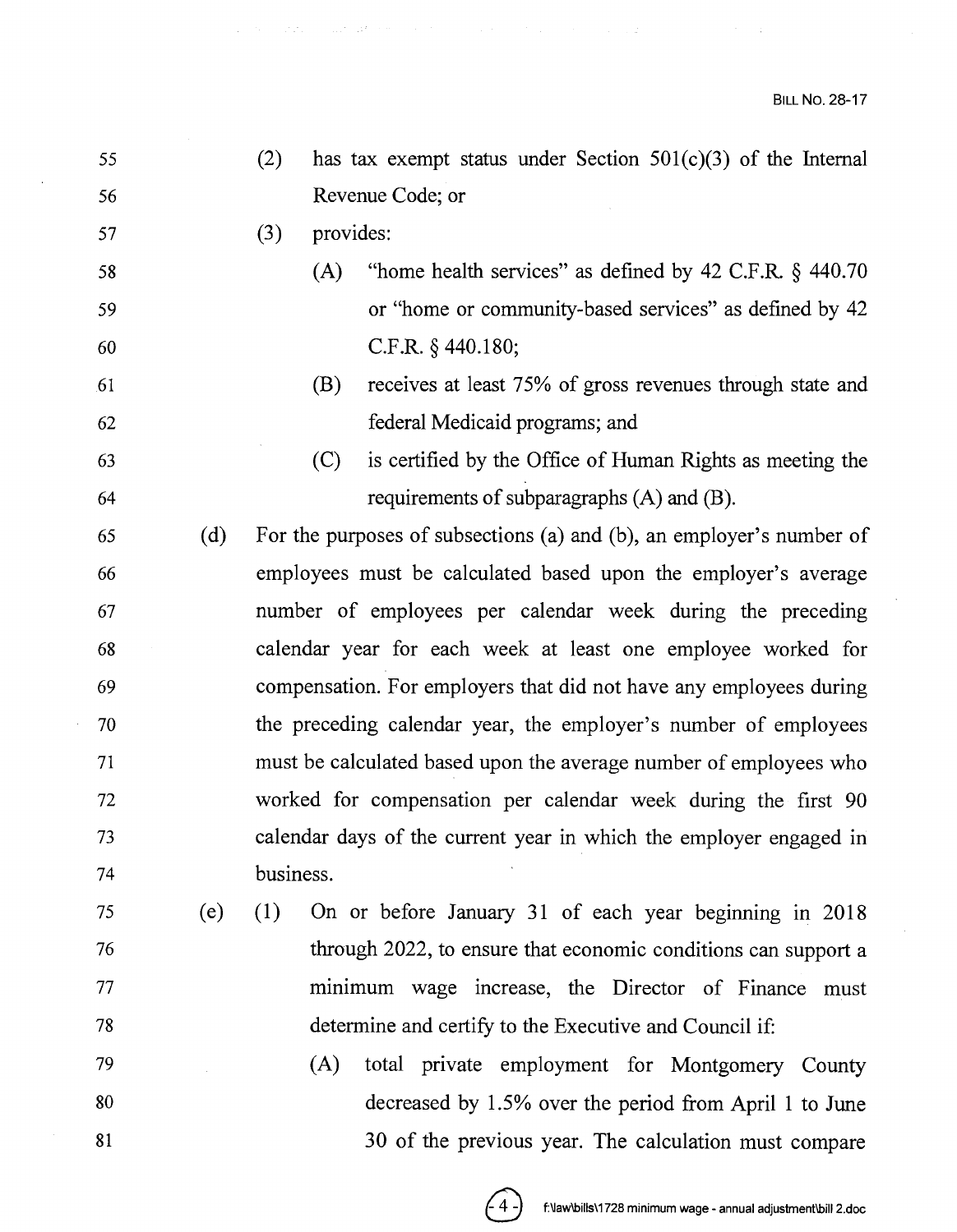(2) has tax exempt status under Section 501(c)(3) of the Internal Revenue Code; or

(3) provides:

(A) "home health services" as defined by 42 C.F.R. § 440.70 or "home or community-based services" as defined by 42 C.F.R. § 440.180;

(B) receives at least 75% of gross revenues through state and federal Medicaid programs; and

(C) is certified by the Office of Human Rights as meeting the requirements of subparagraphs (A) and (B).

(d) For the purposes of subsections (a) and (b), an employer's number of employees must be calculated based upon the employer's average number of employees per calendar week during the preceding calendar year for each week at least one employee worked for compensation. For employers that did not have any employees during the preceding calendar year, the employer's number of employees must be calculated based upon the average number of employees who worked for compensation per calendar week during the first 90 calendar days of the current year in which the employer engaged in business.

(e) (1) On or before January 31 of each year beginning in 2018 through 2022, to ensure that economic conditions can support a minimum wage increase, the Director of Finance must determine and certify to the Executive and Council if:

(A) total private employment for Montgomery County decreased by 1.5% over the period from April 1 to June 30 of the previous year. The calculation must compare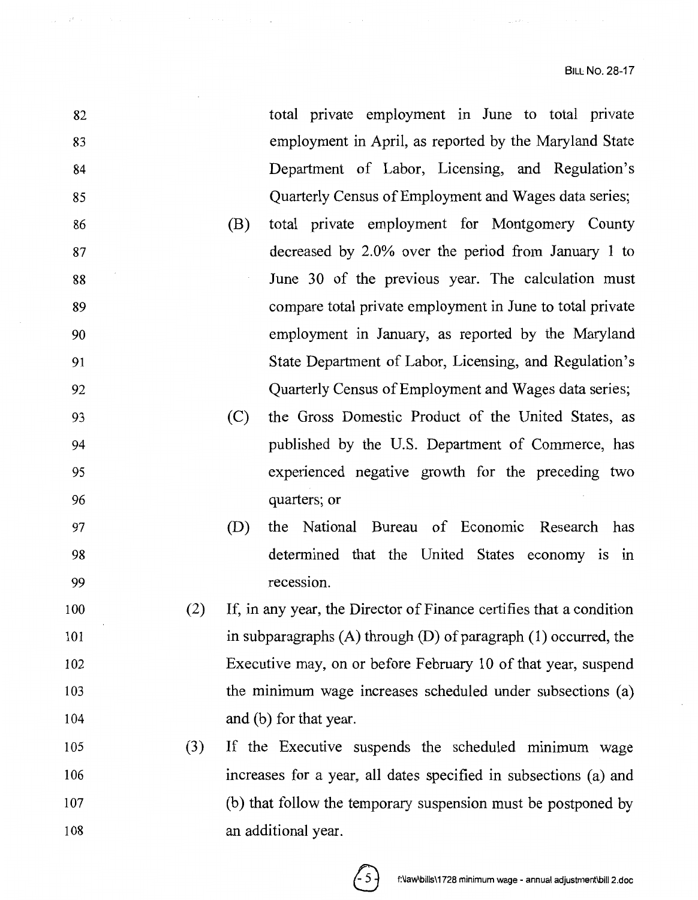total private employment in June to total private employment in April, as reported by the Maryland State Department of Labor, Licensing, and Regulation's Quarterly Census of Employment and Wages data series;

(B) total private employment for Montgomery County decreased by 2.0% over the period from January 1 to June 30 of the previous year. The calculation must compare total private employment in June to total private employment in January, as reported by the Maryland State Department of Labor, Licensing, and Regulation's Quarterly Census of Employment and Wages data series;

(C) the Gross Domestic Product of the United States, as published by the U.S. Department of Commerce, has experienced negative growth for the preceding two quarters; or

(D) the National Bureau of Economic Research has determined that the United States economy is in recession.

(2) If, in any year, the Director of Finance certifies that a condition in subparagraphs (A) through (D) of paragraph (1) occurred, the Executive may, on or before February 10 of that year, suspend the minimum wage increases scheduled under subsections (a) and (b) for that year.

(3) If the Executive suspends the scheduled minimum wage increases for a year, all dates specified in subsections (a) and (b) that follow the temporary suspension must be postponed by an additional year.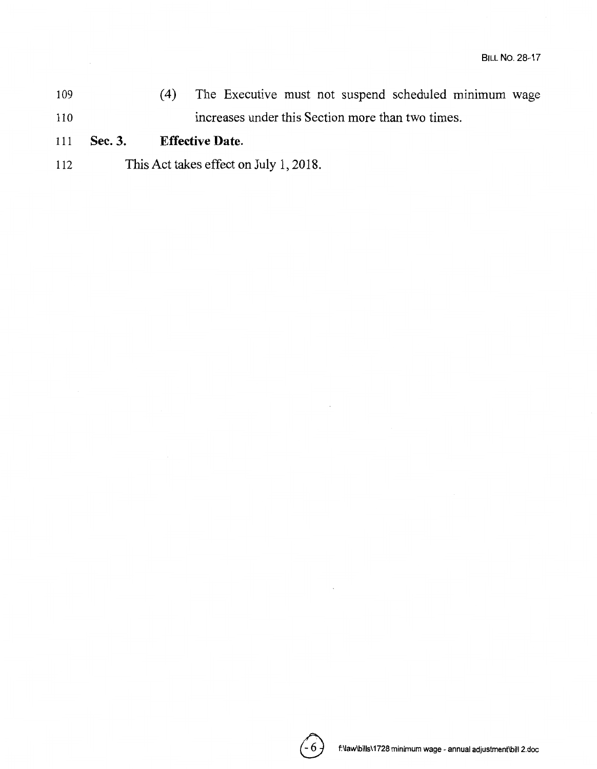(4) The Executive must not suspend scheduled minimum wage increases under this Section more than two times.

**Sec. 3. Effective Date.**

This Act takes effect on July 1, 2018.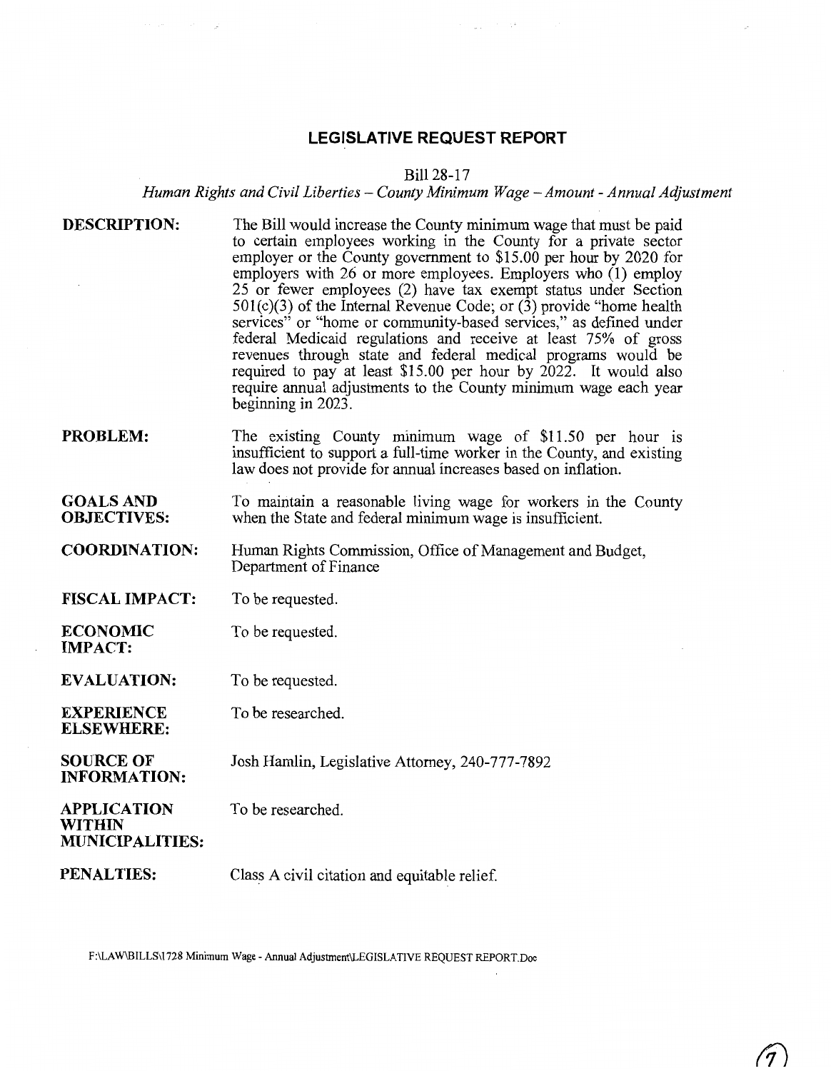# LEGISLATIVE REQUEST REPORT

Bill 28-17

*Human Rights and Civil Liberties – County Minimum Wage – Amount - Annual Adjustment*

**DESCRIPTION:** The Bill would increase the County minimum wage that must be paid to certain employees working in the County for a private sector employer or the County government to $15.00 per hour by 2020 for employers with 26 or more employees. Employers who (1) employ 25 or fewer employees (2) have tax exempt status under Section 501(c)(3) of the Internal Revenue Code; or (3) provide "home health services" or "home or community-based services," as defined under federal Medicaid regulations and receive at least 75% of gross revenues through state and federal medical programs would be required to pay at least $15.00 per hour by 2022. It would also require annual adjustments to the County minimum wage each year beginning in 2023.

**PROBLEM:** The existing County minimum wage of $11.50 per hour is insufficient to support a full-time worker in the County, and existing law does not provide for annual increases based on inflation.

**GOALS AND OBJECTIVES:** To maintain a reasonable living wage for workers in the County when the State and federal minimum wage is insufficient.

**COORDINATION:** Human Rights Commission, Office of Management and Budget, Department of Finance

**FISCAL IMPACT:** To be requested.

**ECONOMIC IMPACT:** To be requested.

**EVALUATION:** To be requested.

**EXPERIENCE ELSEWHERE:** To be researched.

**SOURCE OF INFORMATION:** Josh Hamlin, Legislative Attorney, 240-777-7892

**APPLICATION WITHIN MUNICIPALITIES:** To be researched.

**PENALTIES:** Class A civil citation and equitable relief.

F:\LAW\BILLS\1728 Minimum Wage - Annual Adjustment\LEGISLATIVE REQUEST REPORT.Doc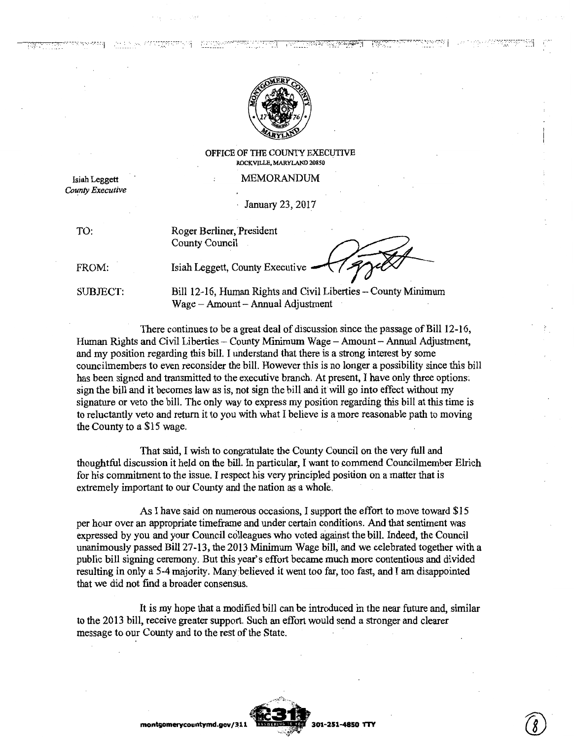OFFICE OF THE COUNTY EXECUTIVE
ROCKVILLE, MARYLAND 20850

Isiah Leggett
*County Executive*

MEMORANDUM

January 23, 2017

TO: Roger Berliner, President
County Council

FROM: Isiah Leggett, County Executive

SUBJECT: Bill 12-16, Human Rights and Civil Liberties – County Minimum Wage – Amount – Annual Adjustment

There continues to be a great deal of discussion since the passage of Bill 12-16, Human Rights and Civil Liberties – County Minimum Wage – Amount – Annual Adjustment, and my position regarding this bill. I understand that there is a strong interest by some councilmembers to even reconsider the bill. However this is no longer a possibility since this bill has been signed and transmitted to the executive branch. At present, I have only three options: sign the bill and it becomes law as is, not sign the bill and it will go into effect without my signature or veto the bill. The only way to express my position regarding this bill at this time is to reluctantly veto and return it to you with what I believe is a more reasonable path to moving the County to a $15 wage.

That said, I wish to congratulate the County Council on the very full and thoughtful discussion it held on the bill. In particular, I want to commend Councilmember Elrich for his commitment to the issue. I respect his very principled position on a matter that is extremely important to our County and the nation as a whole.

As I have said on numerous occasions, I support the effort to move toward $15 per hour over an appropriate timeframe and under certain conditions. And that sentiment was expressed by you and your Council colleagues who voted against the bill. Indeed, the Council unanimously passed Bill 27-13, the 2013 Minimum Wage bill, and we celebrated together with a public bill signing ceremony. But this year's effort became much more contentious and divided resulting in only a 5-4 majority. Many believed it went too far, too fast, and I am disappointed that we did not find a broader consensus.

It is my hope that a modified bill can be introduced in the near future and, similar to the 2013 bill, receive greater support. Such an effort would send a stronger and clearer message to our County and to the rest of the State.

montgomerycountymd.gov/311 301-251-4850 TTY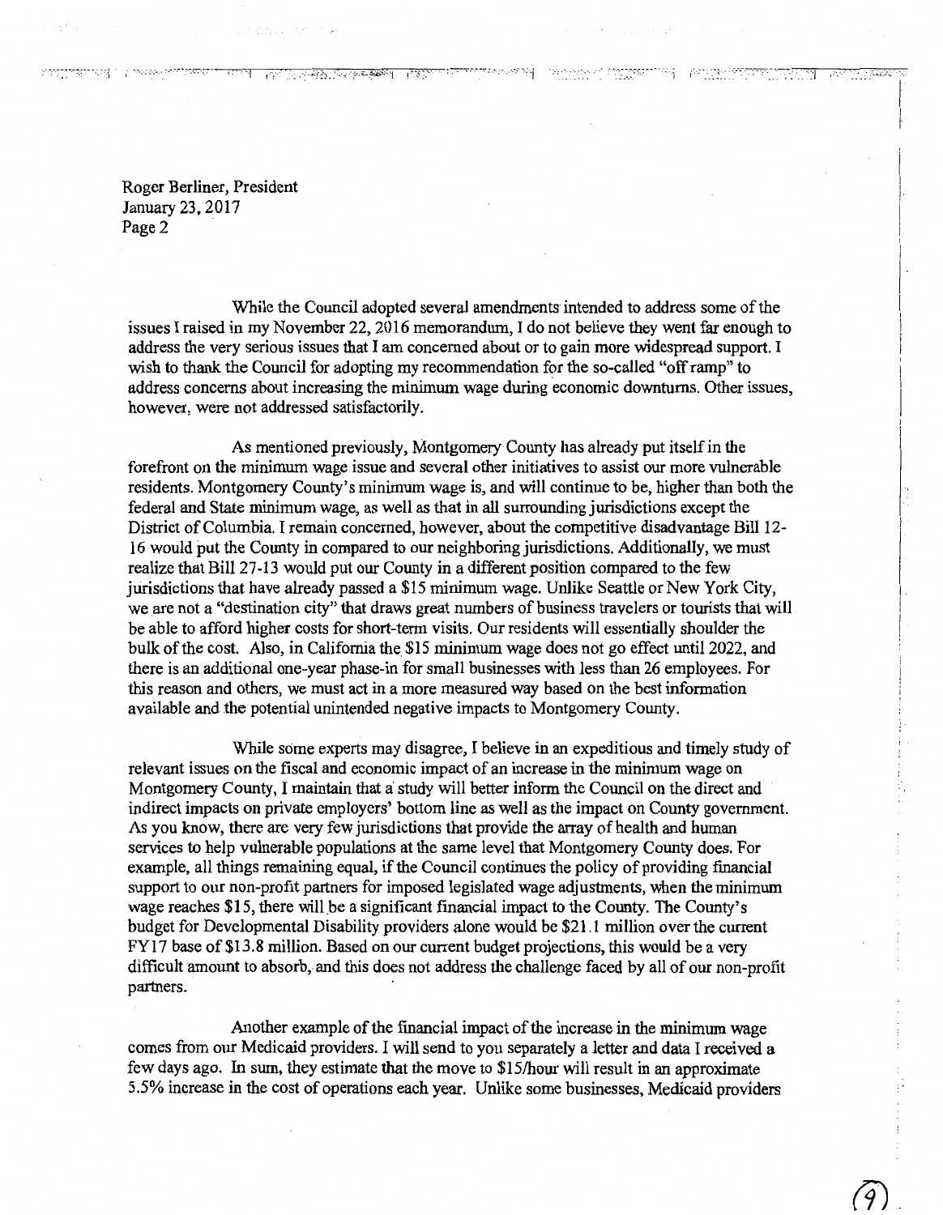Roger Berliner, President
January 23, 2017
Page 2

While the Council adopted several amendments intended to address some of the issues I raised in my November 22, 2016 memorandum, I do not believe they went far enough to address the very serious issues that I am concerned about or to gain more widespread support. I wish to thank the Council for adopting my recommendation for the so-called "off ramp" to address concerns about increasing the minimum wage during economic downturns. Other issues, however, were not addressed satisfactorily.

As mentioned previously, Montgomery County has already put itself in the forefront on the minimum wage issue and several other initiatives to assist our more vulnerable residents. Montgomery County's minimum wage is, and will continue to be, higher than both the federal and State minimum wage, as well as that in all surrounding jurisdictions except the District of Columbia. I remain concerned, however, about the competitive disadvantage Bill 12-16 would put the County in compared to our neighboring jurisdictions. Additionally, we must realize that Bill 27-13 would put our County in a different position compared to the few jurisdictions that have already passed a $15 minimum wage. Unlike Seattle or New York City, we are not a "destination city" that draws great numbers of business travelers or tourists that will be able to afford higher costs for short-term visits. Our residents will essentially shoulder the bulk of the cost. Also, in California the $15 minimum wage does not go effect until 2022, and there is an additional one-year phase-in for small businesses with less than 26 employees. For this reason and others, we must act in a more measured way based on the best information available and the potential unintended negative impacts to Montgomery County.

While some experts may disagree, I believe in an expeditious and timely study of relevant issues on the fiscal and economic impact of an increase in the minimum wage on Montgomery County, I maintain that a study will better inform the Council on the direct and indirect impacts on private employers' bottom line as well as the impact on County government. As you know, there are very few jurisdictions that provide the array of health and human services to help vulnerable populations at the same level that Montgomery County does. For example, all things remaining equal, if the Council continues the policy of providing financial support to our non-profit partners for imposed legislated wage adjustments, when the minimum wage reaches $15, there will be a significant financial impact to the County. The County's budget for Developmental Disability providers alone would be $21.1 million over the current FY17 base of $13.8 million. Based on our current budget projections, this would be a very difficult amount to absorb, and this does not address the challenge faced by all of our non-profit partners.

Another example of the financial impact of the increase in the minimum wage comes from our Medicaid providers. I will send to you separately a letter and data I received a few days ago. In sum, they estimate that the move to $15/hour will result in an approximate 5.5% increase in the cost of operations each year. Unlike some businesses, Medicaid providers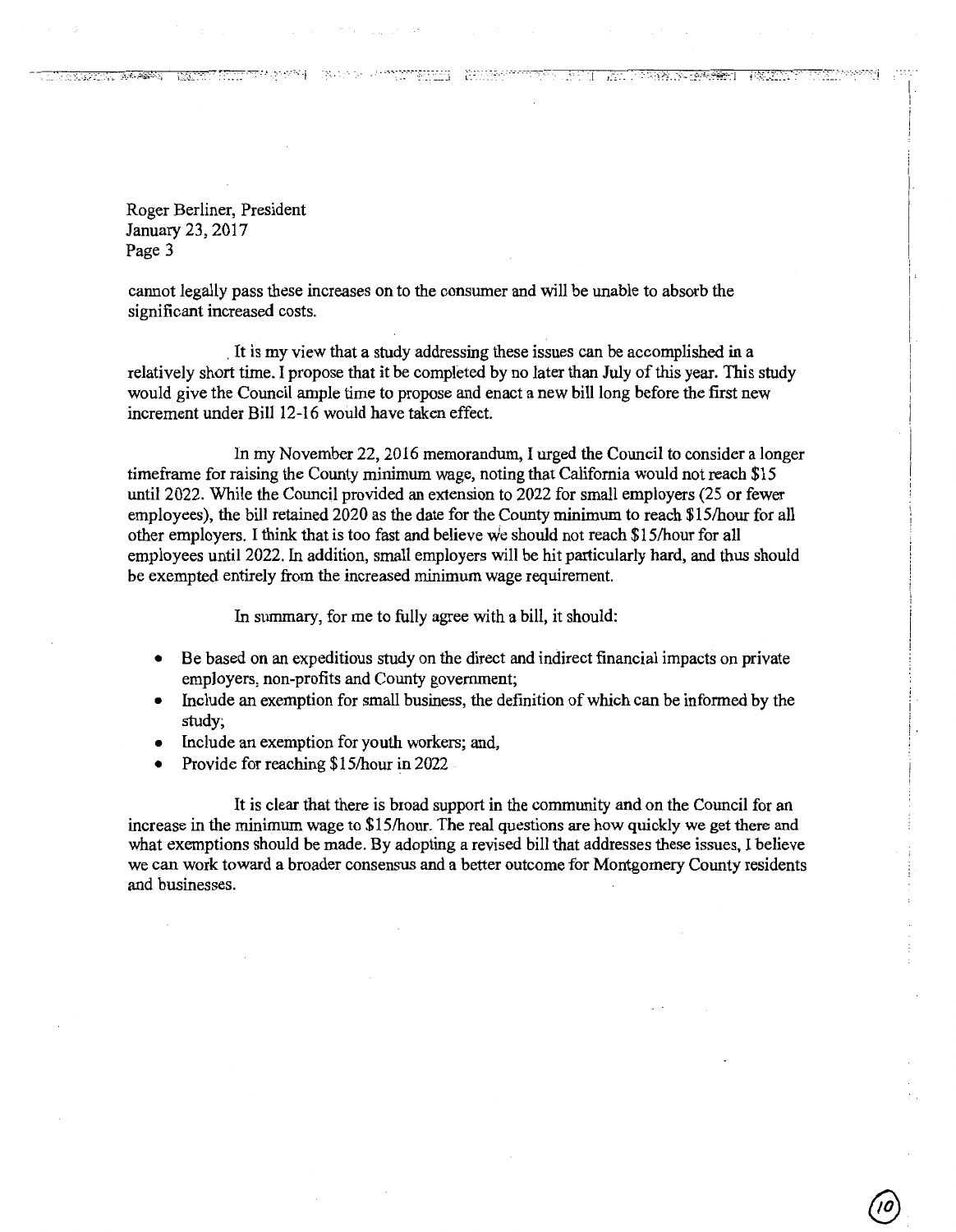Roger Berliner, President
January 23, 2017
Page 3

cannot legally pass these increases on to the consumer and will be unable to absorb the significant increased costs.

It is my view that a study addressing these issues can be accomplished in a relatively short time. I propose that it be completed by no later than July of this year. This study would give the Council ample time to propose and enact a new bill long before the first new increment under Bill 12-16 would have taken effect.

In my November 22, 2016 memorandum, I urged the Council to consider a longer timeframe for raising the County minimum wage, noting that California would not reach $15 until 2022. While the Council provided an extension to 2022 for small employers (25 or fewer employees), the bill retained 2020 as the date for the County minimum to reach $15/hour for all other employers. I think that is too fast and believe we should not reach $15/hour for all employees until 2022. In addition, small employers will be hit particularly hard, and thus should be exempted entirely from the increased minimum wage requirement.

In summary, for me to fully agree with a bill, it should:

- Be based on an expeditious study on the direct and indirect financial impacts on private employers, non-profits and County government;
- Include an exemption for small business, the definition of which can be informed by the study;
- Include an exemption for youth workers; and,
- Provide for reaching $15/hour in 2022

It is clear that there is broad support in the community and on the Council for an increase in the minimum wage to $15/hour. The real questions are how quickly we get there and what exemptions should be made. By adopting a revised bill that addresses these issues, I believe we can work toward a broader consensus and a better outcome for Montgomery County residents and businesses.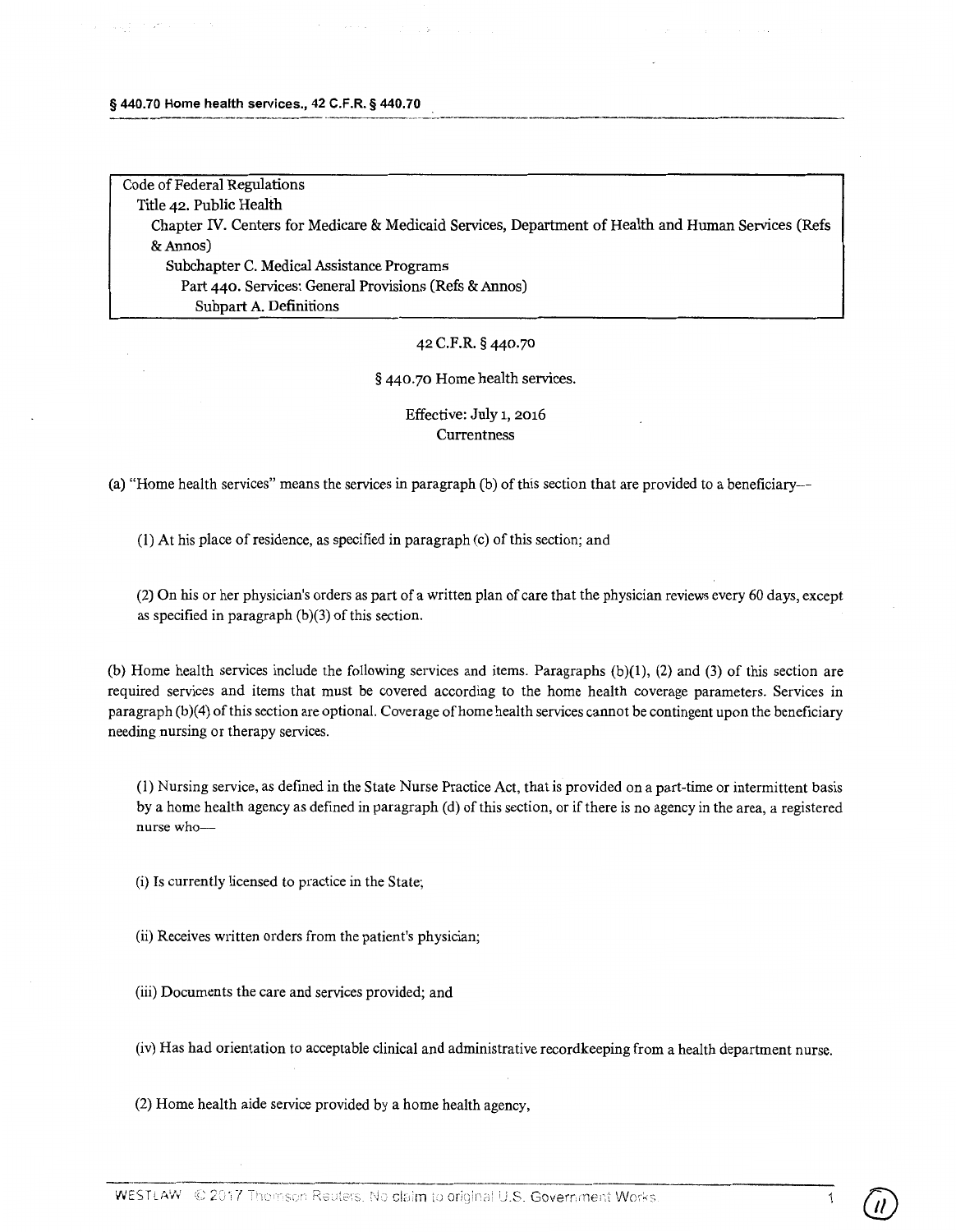Code of Federal Regulations
Title 42. Public Health
Chapter IV. Centers for Medicare & Medicaid Services, Department of Health and Human Services (Refs & Annos)
Subchapter C. Medical Assistance Programs
Part 440. Services: General Provisions (Refs & Annos)
Subpart A. Definitions

42 C.F.R. § 440.70

§ 440.70 Home health services.

Effective: July 1, 2016
Currentness

(a) "Home health services" means the services in paragraph (b) of this section that are provided to a beneficiary—

(1) At his place of residence, as specified in paragraph (c) of this section; and

(2) On his or her physician's orders as part of a written plan of care that the physician reviews every 60 days, except as specified in paragraph (b)(3) of this section.

(b) Home health services include the following services and items. Paragraphs (b)(1), (2) and (3) of this section are required services and items that must be covered according to the home health coverage parameters. Services in paragraph (b)(4) of this section are optional. Coverage of home health services cannot be contingent upon the beneficiary needing nursing or therapy services.

(1) Nursing service, as defined in the State Nurse Practice Act, that is provided on a part-time or intermittent basis by a home health agency as defined in paragraph (d) of this section, or if there is no agency in the area, a registered nurse who—

(i) Is currently licensed to practice in the State;

(ii) Receives written orders from the patient's physician;

(iii) Documents the care and services provided; and

(iv) Has had orientation to acceptable clinical and administrative recordkeeping from a health department nurse.

(2) Home health aide service provided by a home health agency,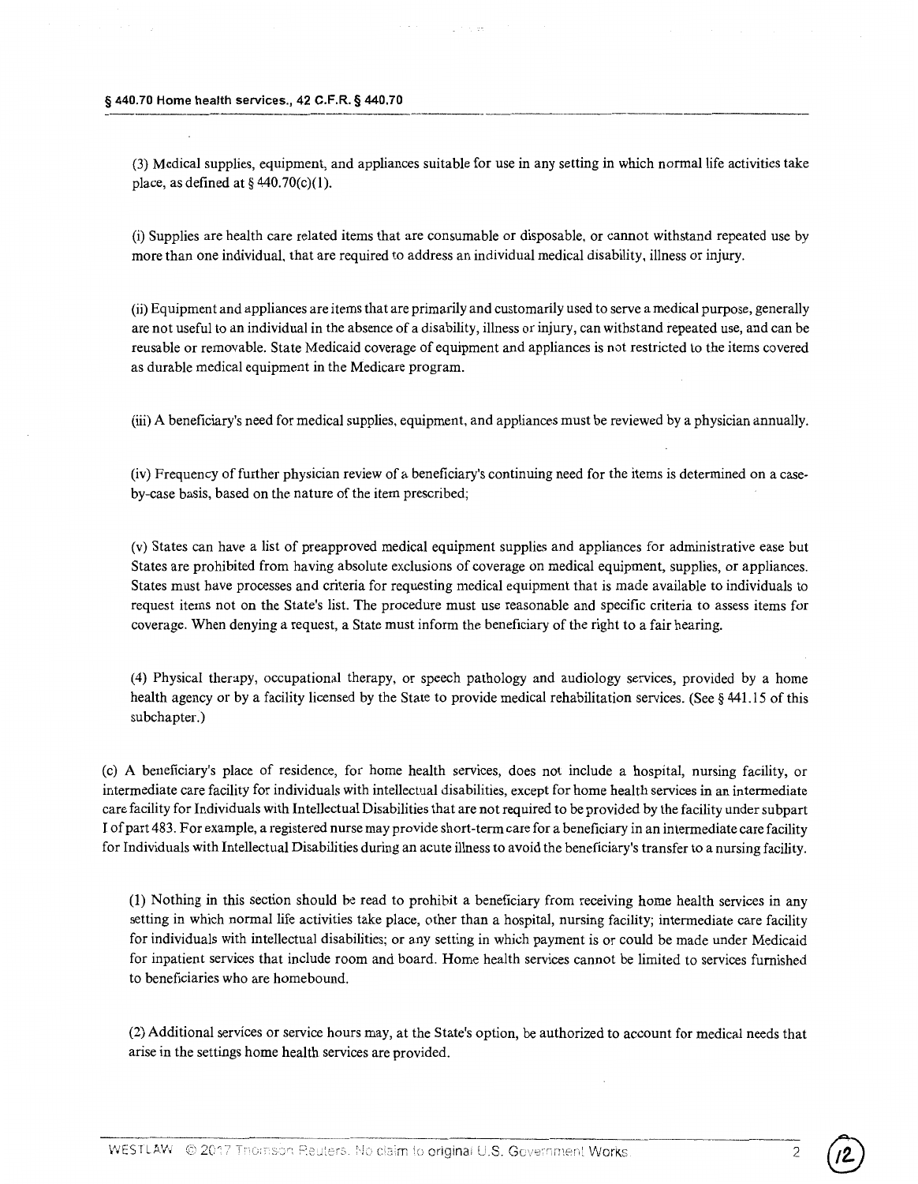(3) Medical supplies, equipment, and appliances suitable for use in any setting in which normal life activities take place, as defined at § 440.70(c)(1).

(i) Supplies are health care related items that are consumable or disposable, or cannot withstand repeated use by more than one individual, that are required to address an individual medical disability, illness or injury.

(ii) Equipment and appliances are items that are primarily and customarily used to serve a medical purpose, generally are not useful to an individual in the absence of a disability, illness or injury, can withstand repeated use, and can be reusable or removable. State Medicaid coverage of equipment and appliances is not restricted to the items covered as durable medical equipment in the Medicare program.

(iii) A beneficiary's need for medical supplies, equipment, and appliances must be reviewed by a physician annually.

(iv) Frequency of further physician review of a beneficiary's continuing need for the items is determined on a case-by-case basis, based on the nature of the item prescribed;

(v) States can have a list of preapproved medical equipment supplies and appliances for administrative ease but States are prohibited from having absolute exclusions of coverage on medical equipment, supplies, or appliances. States must have processes and criteria for requesting medical equipment that is made available to individuals to request items not on the State's list. The procedure must use reasonable and specific criteria to assess items for coverage. When denying a request, a State must inform the beneficiary of the right to a fair hearing.

(4) Physical therapy, occupational therapy, or speech pathology and audiology services, provided by a home health agency or by a facility licensed by the State to provide medical rehabilitation services. (See § 441.15 of this subchapter.)

(c) A beneficiary's place of residence, for home health services, does not include a hospital, nursing facility, or intermediate care facility for individuals with intellectual disabilities, except for home health services in an intermediate care facility for Individuals with Intellectual Disabilities that are not required to be provided by the facility under subpart I of part 483. For example, a registered nurse may provide short-term care for a beneficiary in an intermediate care facility for Individuals with Intellectual Disabilities during an acute illness to avoid the beneficiary's transfer to a nursing facility.

(1) Nothing in this section should be read to prohibit a beneficiary from receiving home health services in any setting in which normal life activities take place, other than a hospital, nursing facility; intermediate care facility for individuals with intellectual disabilities; or any setting in which payment is or could be made under Medicaid for inpatient services that include room and board. Home health services cannot be limited to services furnished to beneficiaries who are homebound.

(2) Additional services or service hours may, at the State's option, be authorized to account for medical needs that arise in the settings home health services are provided.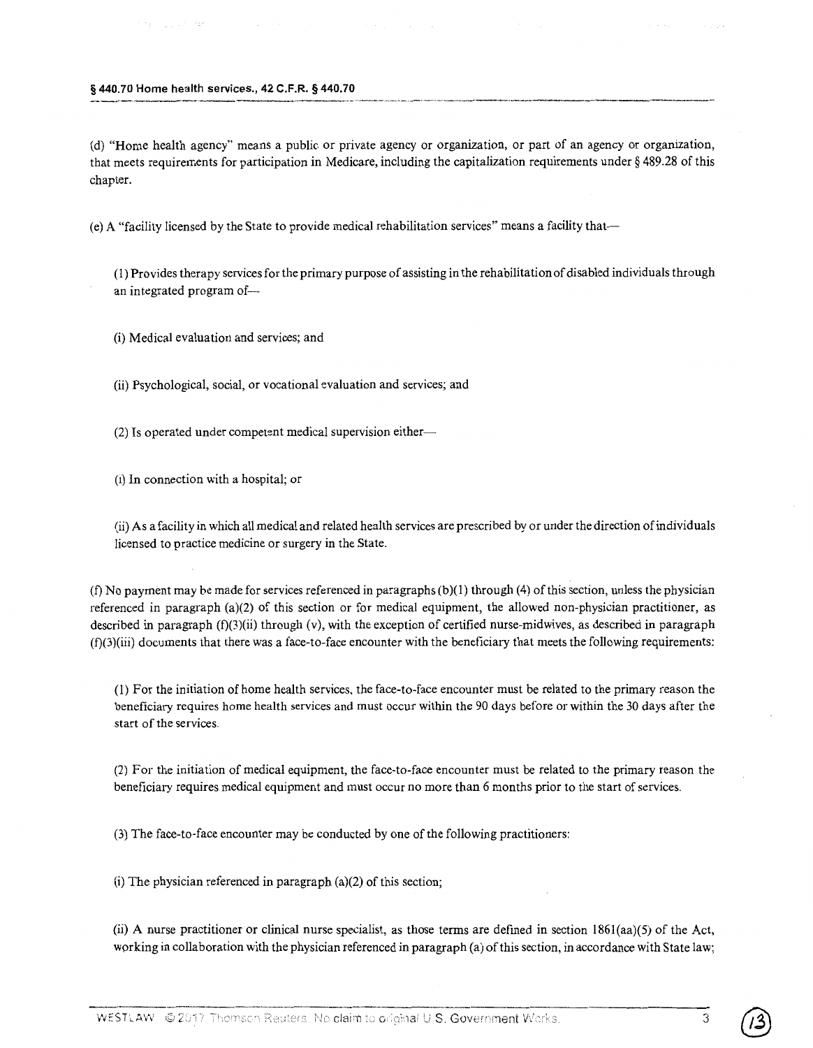(d) "Home health agency" means a public or private agency or organization, or part of an agency or organization, that meets requirements for participation in Medicare, including the capitalization requirements under § 489.28 of this chapter.

(e) A "facility licensed by the State to provide medical rehabilitation services" means a facility that—

(1) Provides therapy services for the primary purpose of assisting in the rehabilitation of disabled individuals through an integrated program of—

(i) Medical evaluation and services; and

(ii) Psychological, social, or vocational evaluation and services; and

(2) Is operated under competent medical supervision either—

(i) In connection with a hospital; or

(ii) As a facility in which all medical and related health services are prescribed by or under the direction of individuals licensed to practice medicine or surgery in the State.

(f) No payment may be made for services referenced in paragraphs (b)(1) through (4) of this section, unless the physician referenced in paragraph (a)(2) of this section or for medical equipment, the allowed non-physician practitioner, as described in paragraph (f)(3)(ii) through (v), with the exception of certified nurse-midwives, as described in paragraph (f)(3)(iii) documents that there was a face-to-face encounter with the beneficiary that meets the following requirements:

(1) For the initiation of home health services, the face-to-face encounter must be related to the primary reason the beneficiary requires home health services and must occur within the 90 days before or within the 30 days after the start of the services.

(2) For the initiation of medical equipment, the face-to-face encounter must be related to the primary reason the beneficiary requires medical equipment and must occur no more than 6 months prior to the start of services.

(3) The face-to-face encounter may be conducted by one of the following practitioners:

(i) The physician referenced in paragraph (a)(2) of this section;

(ii) A nurse practitioner or clinical nurse specialist, as those terms are defined in section 1861(aa)(5) of the Act, working in collaboration with the physician referenced in paragraph (a) of this section, in accordance with State law;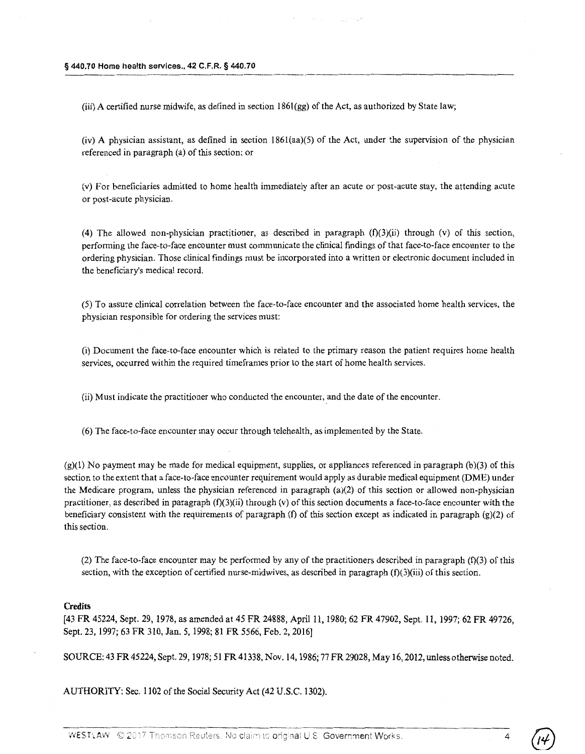(iii) A certified nurse midwife, as defined in section 1861(gg) of the Act, as authorized by State law;

(iv) A physician assistant, as defined in section 1861(aa)(5) of the Act, under the supervision of the physician referenced in paragraph (a) of this section; or

(v) For beneficiaries admitted to home health immediately after an acute or post-acute stay, the attending acute or post-acute physician.

(4) The allowed non-physician practitioner, as described in paragraph (f)(3)(ii) through (v) of this section, performing the face-to-face encounter must communicate the clinical findings of that face-to-face encounter to the ordering physician. Those clinical findings must be incorporated into a written or electronic document included in the beneficiary's medical record.

(5) To assure clinical correlation between the face-to-face encounter and the associated home health services, the physician responsible for ordering the services must:

(i) Document the face-to-face encounter which is related to the primary reason the patient requires home health services, occurred within the required timeframes prior to the start of home health services.

(ii) Must indicate the practitioner who conducted the encounter, and the date of the encounter.

(6) The face-to-face encounter may occur through telehealth, as implemented by the State.

(g)(1) No payment may be made for medical equipment, supplies, or appliances referenced in paragraph (b)(3) of this section to the extent that a face-to-face encounter requirement would apply as durable medical equipment (DME) under the Medicare program, unless the physician referenced in paragraph (a)(2) of this section or allowed non-physician practitioner, as described in paragraph (f)(3)(ii) through (v) of this section documents a face-to-face encounter with the beneficiary consistent with the requirements of paragraph (f) of this section except as indicated in paragraph (g)(2) of this section.

(2) The face-to-face encounter may be performed by any of the practitioners described in paragraph (f)(3) of this section, with the exception of certified nurse-midwives, as described in paragraph (f)(3)(iii) of this section.

**Credits**

[43 FR 45224, Sept. 29, 1978, as amended at 45 FR 24888, April 11, 1980; 62 FR 47902, Sept. 11, 1997; 62 FR 49726, Sept. 23, 1997; 63 FR 310, Jan. 5, 1998; 81 FR 5566, Feb. 2, 2016]

SOURCE: 43 FR 45224, Sept. 29, 1978; 51 FR 41338, Nov. 14, 1986; 77 FR 29028, May 16, 2012, unless otherwise noted.

AUTHORITY: Sec. 1102 of the Social Security Act (42 U.S.C. 1302).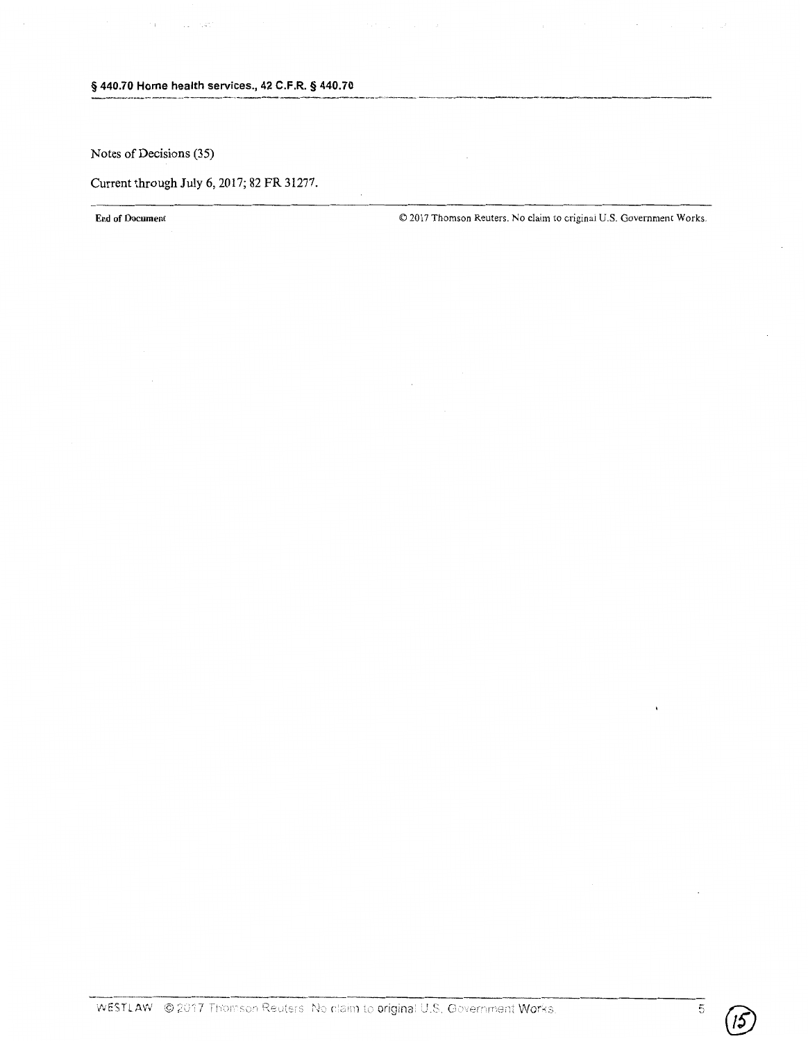Notes of Decisions (35)

Current through July 6, 2017; 82 FR 31277.

End of Document © 2017 Thomson Reuters. No claim to original U.S. Government Works.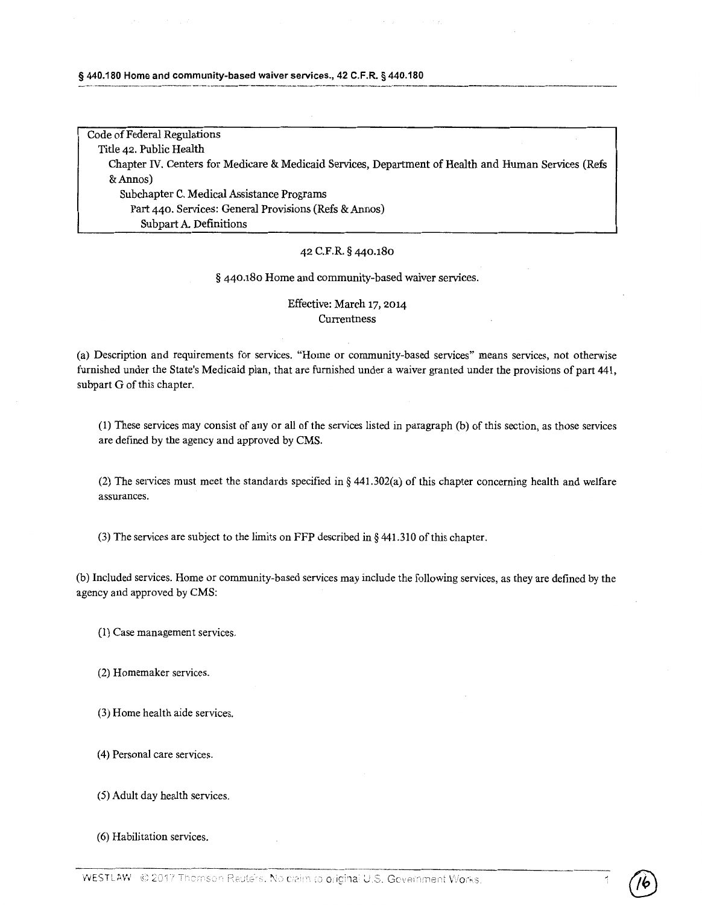Code of Federal Regulations
Title 42. Public Health
Chapter IV. Centers for Medicare & Medicaid Services, Department of Health and Human Services (Refs & Annos)
Subchapter C. Medical Assistance Programs
Part 440. Services: General Provisions (Refs & Annos)
Subpart A. Definitions

42 C.F.R. § 440.180

§ 440.180 Home and community-based waiver services.

Effective: March 17, 2014
Currentness

(a) Description and requirements for services. "Home or community-based services" means services, not otherwise furnished under the State's Medicaid plan, that are furnished under a waiver granted under the provisions of part 441, subpart G of this chapter.

(1) These services may consist of any or all of the services listed in paragraph (b) of this section, as those services are defined by the agency and approved by CMS.

(2) The services must meet the standards specified in § 441.302(a) of this chapter concerning health and welfare assurances.

(3) The services are subject to the limits on FFP described in § 441.310 of this chapter.

(b) Included services. Home or community-based services may include the following services, as they are defined by the agency and approved by CMS:

(1) Case management services.

(2) Homemaker services.

(3) Home health aide services.

(4) Personal care services.

(5) Adult day health services.

(6) Habilitation services.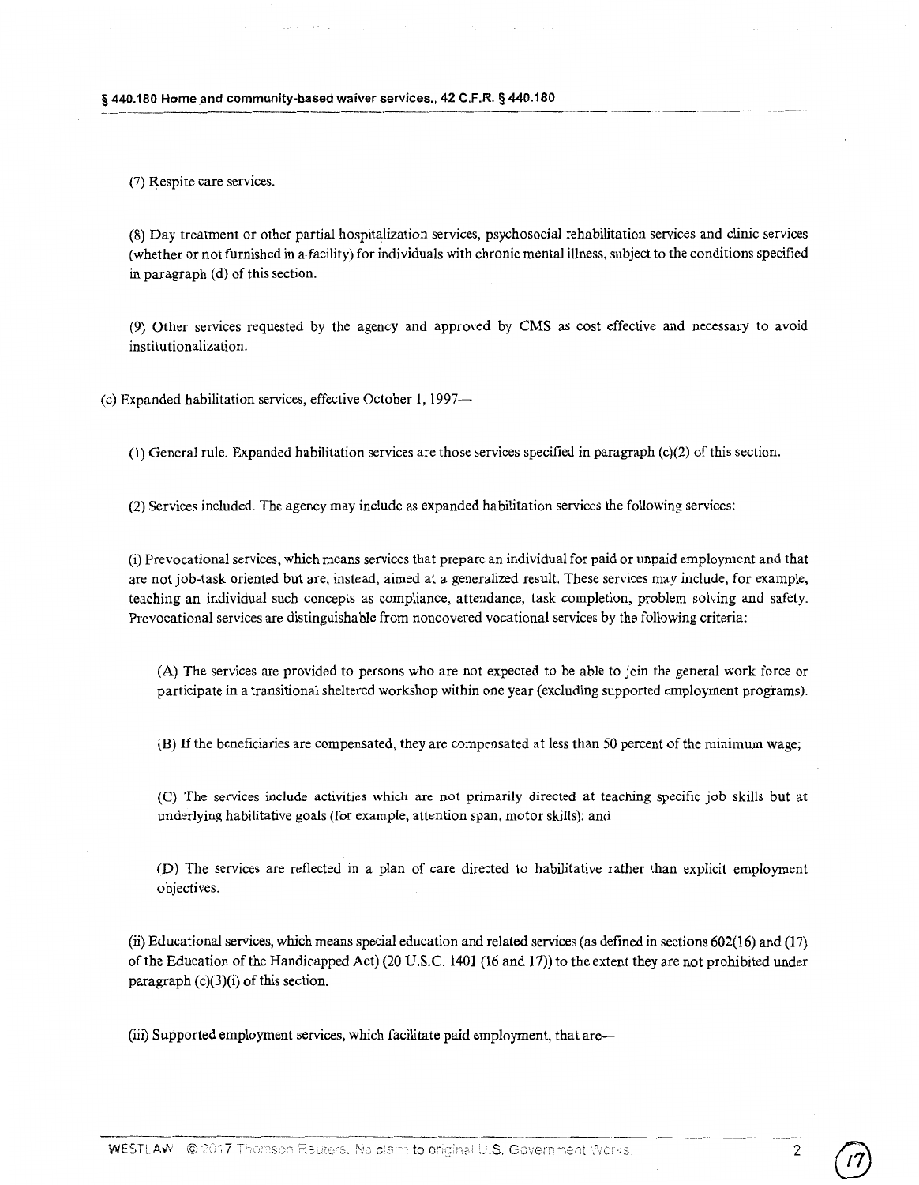(7) Respite care services.

(8) Day treatment or other partial hospitalization services, psychosocial rehabilitation services and clinic services (whether or not furnished in a facility) for individuals with chronic mental illness, subject to the conditions specified in paragraph (d) of this section.

(9) Other services requested by the agency and approved by CMS as cost effective and necessary to avoid institutionalization.

(c) Expanded habilitation services, effective October 1, 1997—

(1) General rule. Expanded habilitation services are those services specified in paragraph (c)(2) of this section.

(2) Services included. The agency may include as expanded habilitation services the following services:

(i) Prevocational services, which means services that prepare an individual for paid or unpaid employment and that are not job-task oriented but are, instead, aimed at a generalized result. These services may include, for example, teaching an individual such concepts as compliance, attendance, task completion, problem solving and safety. Prevocational services are distinguishable from noncovered vocational services by the following criteria:

(A) The services are provided to persons who are not expected to be able to join the general work force or participate in a transitional sheltered workshop within one year (excluding supported employment programs).

(B) If the beneficiaries are compensated, they are compensated at less than 50 percent of the minimum wage;

(C) The services include activities which are not primarily directed at teaching specific job skills but at underlying habilitative goals (for example, attention span, motor skills); and

(D) The services are reflected in a plan of care directed to habilitative rather than explicit employment objectives.

(ii) Educational services, which means special education and related services (as defined in sections 602(16) and (17) of the Education of the Handicapped Act) (20 U.S.C. 1401 (16 and 17)) to the extent they are not prohibited under paragraph (c)(3)(i) of this section.

(iii) Supported employment services, which facilitate paid employment, that are—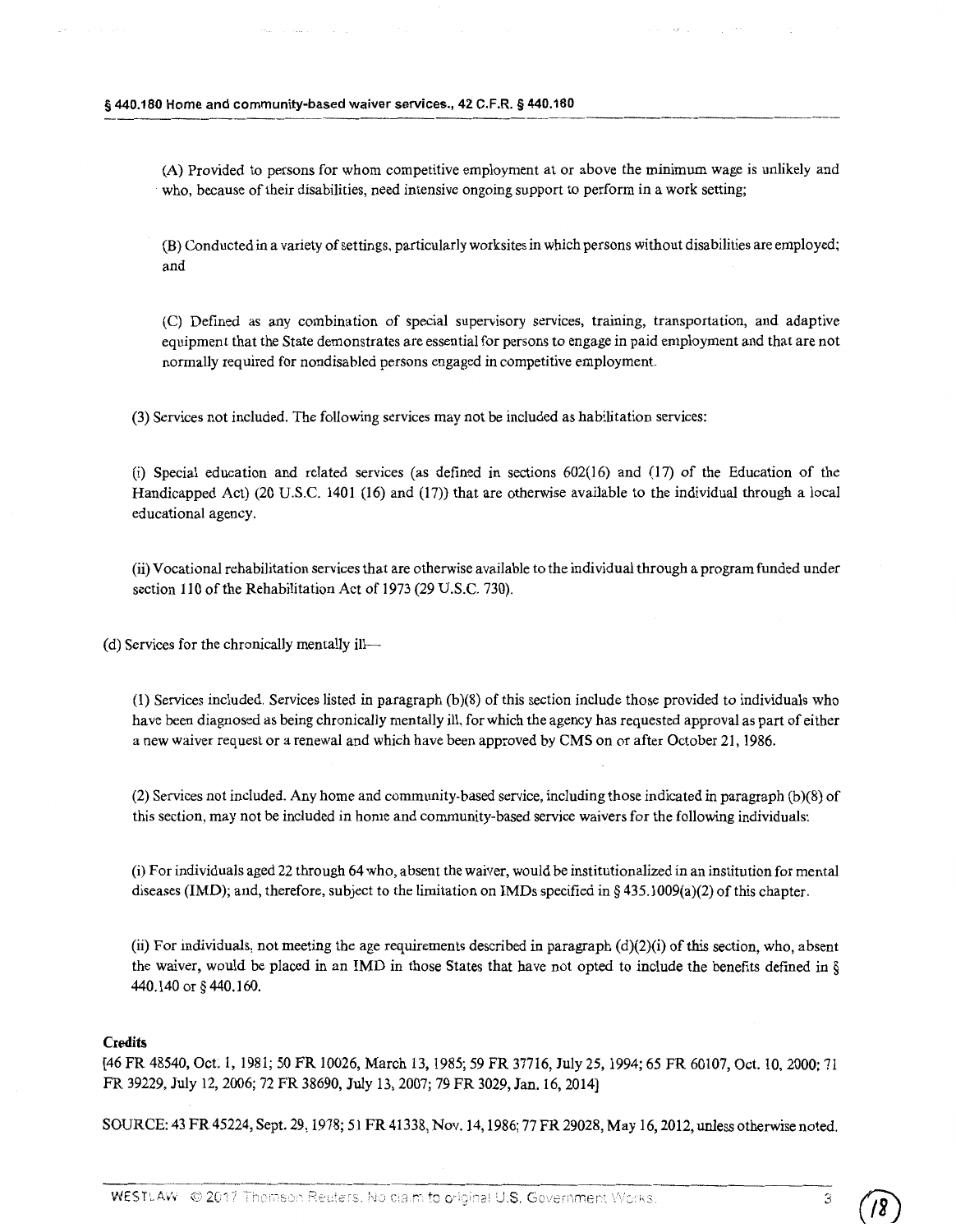(A) Provided to persons for whom competitive employment at or above the minimum wage is unlikely and who, because of their disabilities, need intensive ongoing support to perform in a work setting;

(B) Conducted in a variety of settings, particularly worksites in which persons without disabilities are employed; and

(C) Defined as any combination of special supervisory services, training, transportation, and adaptive equipment that the State demonstrates are essential for persons to engage in paid employment and that are not normally required for nondisabled persons engaged in competitive employment.

(3) Services not included. The following services may not be included as habilitation services:

(i) Special education and related services (as defined in sections 602(16) and (17) of the Education of the Handicapped Act) (20 U.S.C. 1401 (16) and (17)) that are otherwise available to the individual through a local educational agency.

(ii) Vocational rehabilitation services that are otherwise available to the individual through a program funded under section 110 of the Rehabilitation Act of 1973 (29 U.S.C. 730).

(d) Services for the chronically mentally ill—

(1) Services included. Services listed in paragraph (b)(8) of this section include those provided to individuals who have been diagnosed as being chronically mentally ill, for which the agency has requested approval as part of either a new waiver request or a renewal and which have been approved by CMS on or after October 21, 1986.

(2) Services not included. Any home and community-based service, including those indicated in paragraph (b)(8) of this section, may not be included in home and community-based service waivers for the following individuals:

(i) For individuals aged 22 through 64 who, absent the waiver, would be institutionalized in an institution for mental diseases (IMD); and, therefore, subject to the limitation on IMDs specified in § 435.1009(a)(2) of this chapter.

(ii) For individuals, not meeting the age requirements described in paragraph (d)(2)(i) of this section, who, absent the waiver, would be placed in an IMD in those States that have not opted to include the benefits defined in § 440.140 or § 440.160.

**Credits**

[46 FR 48540, Oct. 1, 1981; 50 FR 10026, March 13, 1985; 59 FR 37716, July 25, 1994; 65 FR 60107, Oct. 10, 2000; 71 FR 39229, July 12, 2006; 72 FR 38690, July 13, 2007; 79 FR 3029, Jan. 16, 2014]

SOURCE: 43 FR 45224, Sept. 29, 1978; 51 FR 41338, Nov. 14, 1986; 77 FR 29028, May 16, 2012, unless otherwise noted.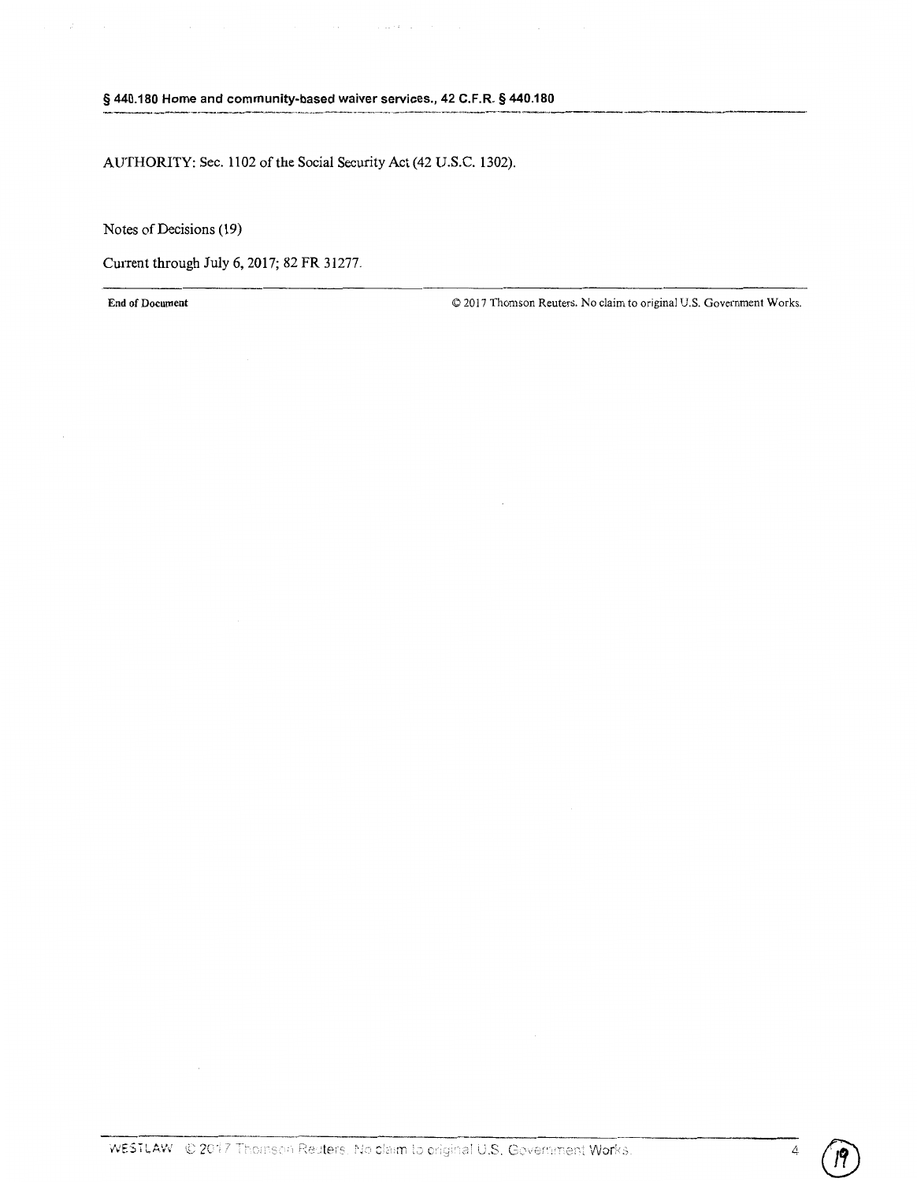AUTHORITY: Sec. 1102 of the Social Security Act (42 U.S.C. 1302).

Notes of Decisions (19)

Current through July 6, 2017; 82 FR 31277.

**End of Document** © 2017 Thomson Reuters. No claim to original U.S. Government Works.